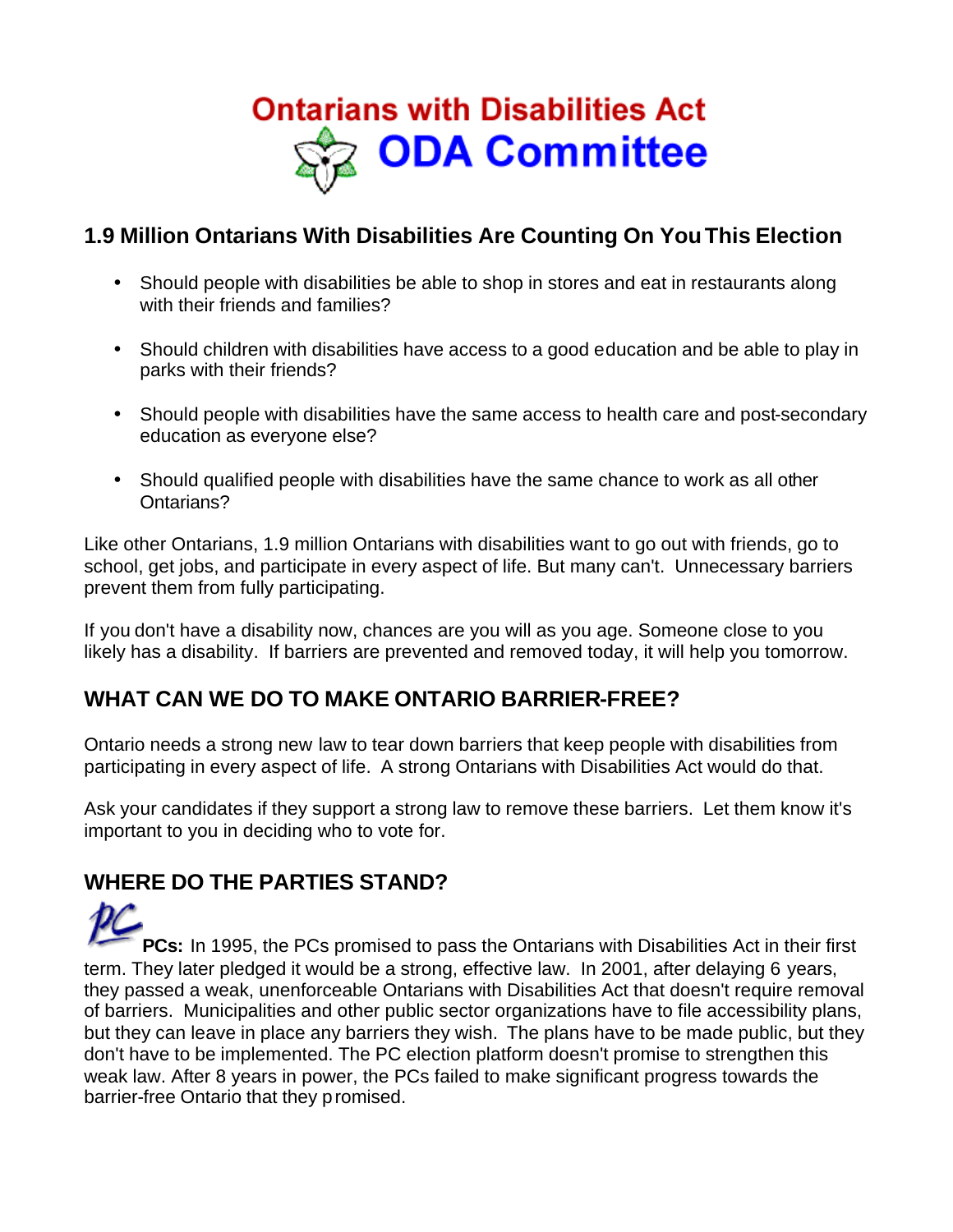# Ontarians with Disabilities Act
# ODA Committee

## 1.9 Million Ontarians With Disabilities Are Counting On You This Election

- Should people with disabilities be able to shop in stores and eat in restaurants along with their friends and families?
- Should children with disabilities have access to a good education and be able to play in parks with their friends?
- Should people with disabilities have the same access to health care and post-secondary education as everyone else?
- Should qualified people with disabilities have the same chance to work as all other Ontarians?

Like other Ontarians, 1.9 million Ontarians with disabilities want to go out with friends, go to school, get jobs, and participate in every aspect of life. But many can't. Unnecessary barriers prevent them from fully participating.

If you don't have a disability now, chances are you will as you age. Someone close to you likely has a disability. If barriers are prevented and removed today, it will help you tomorrow.

## WHAT CAN WE DO TO MAKE ONTARIO BARRIER-FREE?

Ontario needs a strong new law to tear down barriers that keep people with disabilities from participating in every aspect of life. A strong Ontarians with Disabilities Act would do that.

Ask your candidates if they support a strong law to remove these barriers. Let them know it's important to you in deciding who to vote for.

## WHERE DO THE PARTIES STAND?

**PCs:** In 1995, the PCs promised to pass the Ontarians with Disabilities Act in their first term. They later pledged it would be a strong, effective law. In 2001, after delaying 6 years, they passed a weak, unenforceable Ontarians with Disabilities Act that doesn't require removal of barriers. Municipalities and other public sector organizations have to file accessibility plans, but they can leave in place any barriers they wish. The plans have to be made public, but they don't have to be implemented. The PC election platform doesn't promise to strengthen this weak law. After 8 years in power, the PCs failed to make significant progress towards the barrier-free Ontario that they promised.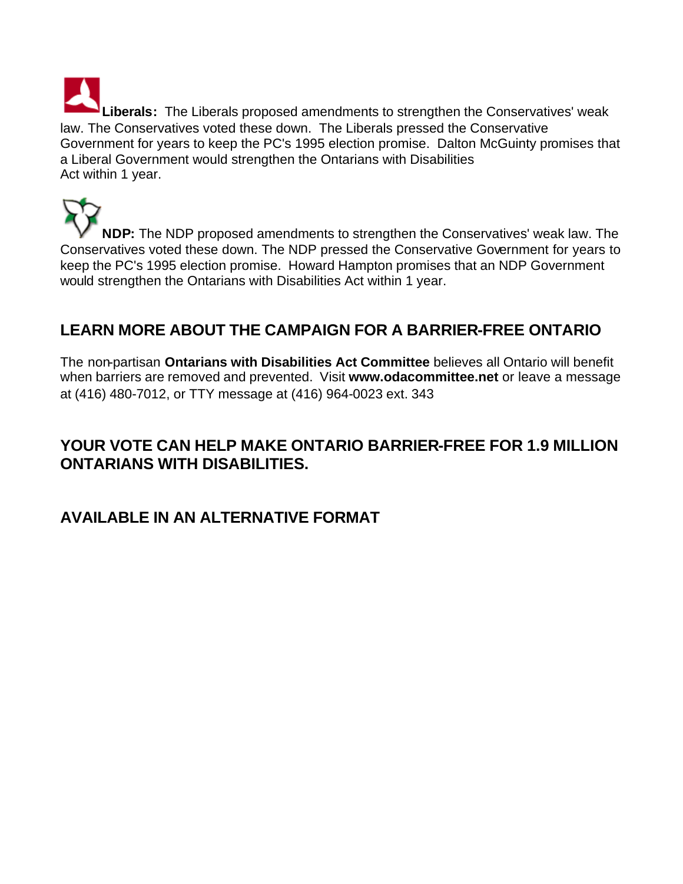**Liberals:** The Liberals proposed amendments to strengthen the Conservatives' weak law. The Conservatives voted these down. The Liberals pressed the Conservative Government for years to keep the PC's 1995 election promise. Dalton McGuinty promises that a Liberal Government would strengthen the Ontarians with Disabilities Act within 1 year.

**NDP:** The NDP proposed amendments to strengthen the Conservatives' weak law. The Conservatives voted these down. The NDP pressed the Conservative Government for years to keep the PC's 1995 election promise. Howard Hampton promises that an NDP Government would strengthen the Ontarians with Disabilities Act within 1 year.

## LEARN MORE ABOUT THE CAMPAIGN FOR A BARRIER-FREE ONTARIO

The non-partisan **Ontarians with Disabilities Act Committee** believes all Ontario will benefit when barriers are removed and prevented. Visit **www.odacommittee.net** or leave a message at (416) 480-7012, or TTY message at (416) 964-0023 ext. 343

## YOUR VOTE CAN HELP MAKE ONTARIO BARRIER-FREE FOR 1.9 MILLION ONTARIANS WITH DISABILITIES.

## AVAILABLE IN AN ALTERNATIVE FORMAT